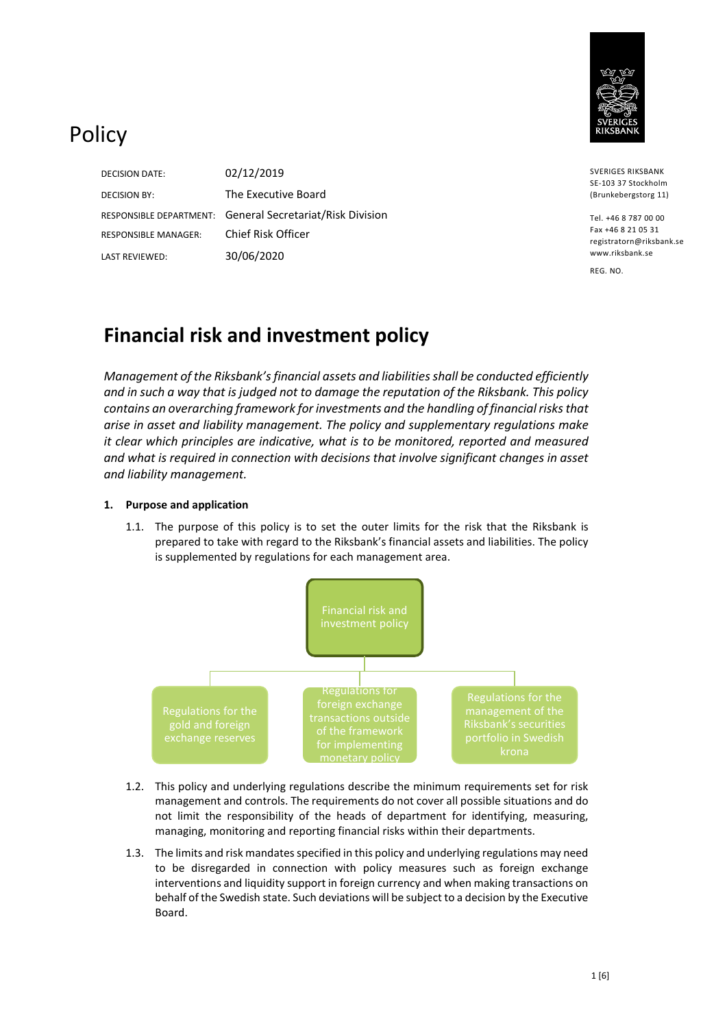# Policy

| | |
|---|---|
| DECISION DATE: | 02/12/2019 |
| DECISION BY: | The Executive Board |
| RESPONSIBLE DEPARTMENT: | General Secretariat/Risk Division |
| RESPONSIBLE MANAGER: | Chief Risk Officer |
| LAST REVIEWED: | 30/06/2020 |

SVERIGES RIKSBANK
SE-103 37 Stockholm
(Brunkebergstorg 11)

Tel. +46 8 787 00 00
Fax +46 8 21 05 31
registratorn@riksbank.se
www.riksbank.se

REG. NO.

## Financial risk and investment policy

*Management of the Riksbank's financial assets and liabilities shall be conducted efficiently and in such a way that is judged not to damage the reputation of the Riksbank. This policy contains an overarching framework for investments and the handling of financial risks that arise in asset and liability management. The policy and supplementary regulations make it clear which principles are indicative, what is to be monitored, reported and measured and what is required in connection with decisions that involve significant changes in asset and liability management.*

### 1. Purpose and application

1.1. The purpose of this policy is to set the outer limits for the risk that the Riksbank is prepared to take with regard to the Riksbank's financial assets and liabilities. The policy is supplemented by regulations for each management area.

Financial risk and investment policy

- Regulations for the gold and foreign exchange reserves
- Regulations for foreign exchange transactions outside of the framework for implementing monetary policy
- Regulations for the management of the Riksbank's securities portfolio in Swedish krona

1.2. This policy and underlying regulations describe the minimum requirements set for risk management and controls. The requirements do not cover all possible situations and do not limit the responsibility of the heads of department for identifying, measuring, managing, monitoring and reporting financial risks within their departments.

1.3. The limits and risk mandates specified in this policy and underlying regulations may need to be disregarded in connection with policy measures such as foreign exchange interventions and liquidity support in foreign currency and when making transactions on behalf of the Swedish state. Such deviations will be subject to a decision by the Executive Board.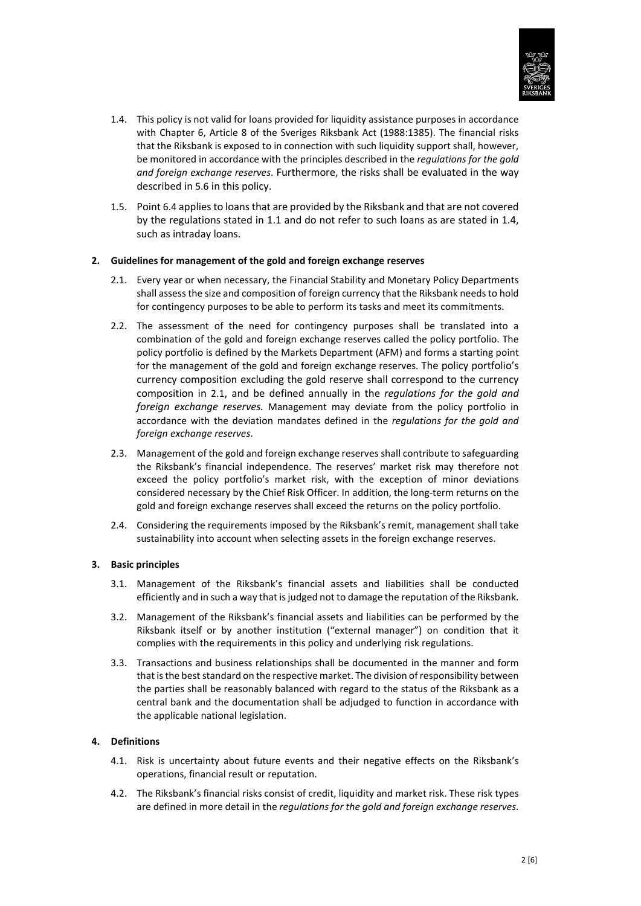1.4. This policy is not valid for loans provided for liquidity assistance purposes in accordance with Chapter 6, Article 8 of the Sveriges Riksbank Act (1988:1385). The financial risks that the Riksbank is exposed to in connection with such liquidity support shall, however, be monitored in accordance with the principles described in the *regulations for the gold and foreign exchange reserves*. Furthermore, the risks shall be evaluated in the way described in 5.6 in this policy.

1.5. Point 6.4 applies to loans that are provided by the Riksbank and that are not covered by the regulations stated in 1.1 and do not refer to such loans as are stated in 1.4, such as intraday loans.

## 2. Guidelines for management of the gold and foreign exchange reserves

2.1. Every year or when necessary, the Financial Stability and Monetary Policy Departments shall assess the size and composition of foreign currency that the Riksbank needs to hold for contingency purposes to be able to perform its tasks and meet its commitments.

2.2. The assessment of the need for contingency purposes shall be translated into a combination of the gold and foreign exchange reserves called the policy portfolio. The policy portfolio is defined by the Markets Department (AFM) and forms a starting point for the management of the gold and foreign exchange reserves. The policy portfolio's currency composition excluding the gold reserve shall correspond to the currency composition in 2.1, and be defined annually in the *regulations for the gold and foreign exchange reserves.* Management may deviate from the policy portfolio in accordance with the deviation mandates defined in the *regulations for the gold and foreign exchange reserves*.

2.3. Management of the gold and foreign exchange reserves shall contribute to safeguarding the Riksbank's financial independence. The reserves' market risk may therefore not exceed the policy portfolio's market risk, with the exception of minor deviations considered necessary by the Chief Risk Officer. In addition, the long-term returns on the gold and foreign exchange reserves shall exceed the returns on the policy portfolio.

2.4. Considering the requirements imposed by the Riksbank's remit, management shall take sustainability into account when selecting assets in the foreign exchange reserves.

## 3. Basic principles

3.1. Management of the Riksbank's financial assets and liabilities shall be conducted efficiently and in such a way that is judged not to damage the reputation of the Riksbank.

3.2. Management of the Riksbank's financial assets and liabilities can be performed by the Riksbank itself or by another institution ("external manager") on condition that it complies with the requirements in this policy and underlying risk regulations.

3.3. Transactions and business relationships shall be documented in the manner and form that is the best standard on the respective market. The division of responsibility between the parties shall be reasonably balanced with regard to the status of the Riksbank as a central bank and the documentation shall be adjudged to function in accordance with the applicable national legislation.

## 4. Definitions

4.1. Risk is uncertainty about future events and their negative effects on the Riksbank's operations, financial result or reputation.

4.2. The Riksbank's financial risks consist of credit, liquidity and market risk. These risk types are defined in more detail in the *regulations for the gold and foreign exchange reserves*.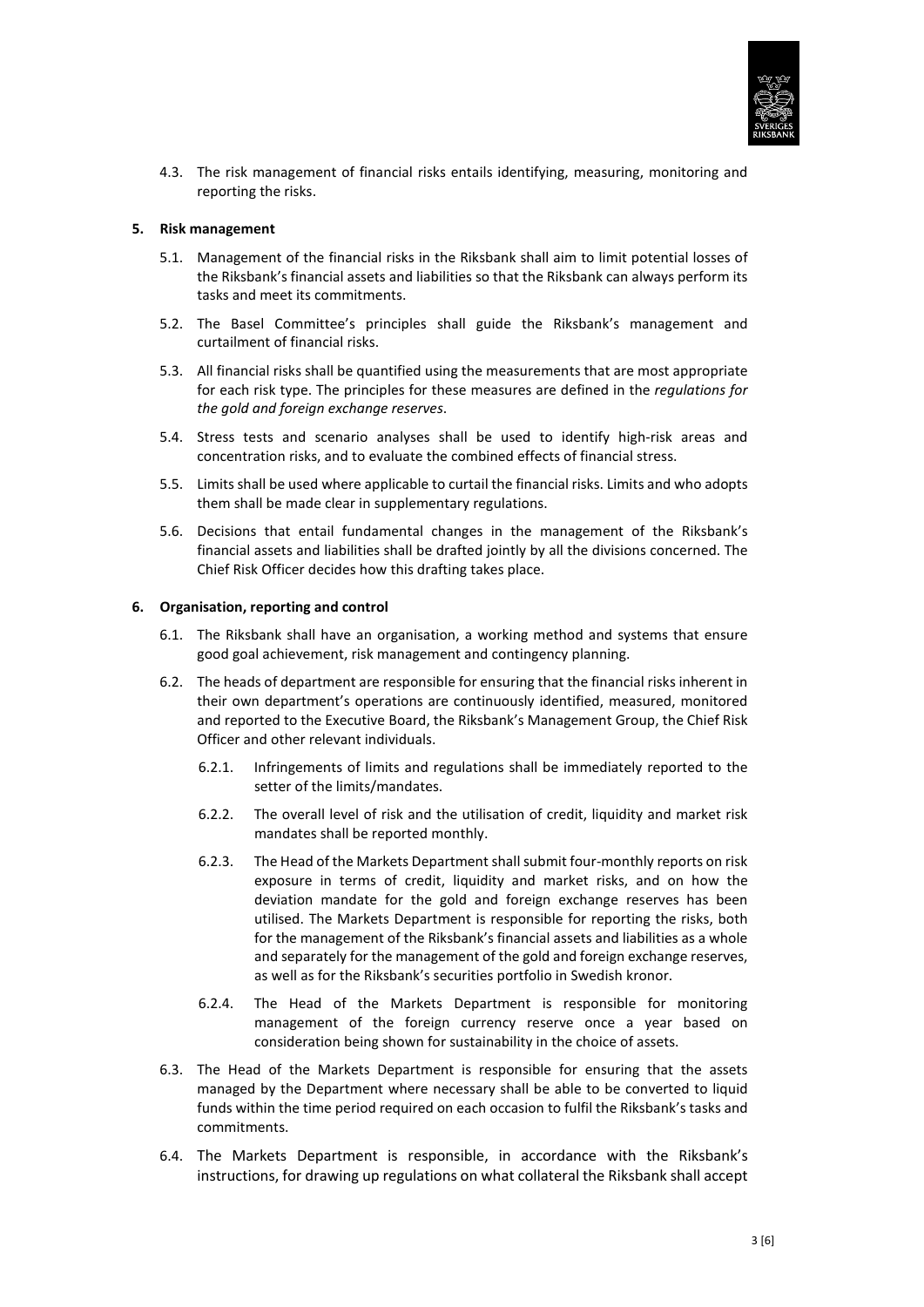4.3. The risk management of financial risks entails identifying, measuring, monitoring and reporting the risks.

**5. Risk management**

5.1. Management of the financial risks in the Riksbank shall aim to limit potential losses of the Riksbank's financial assets and liabilities so that the Riksbank can always perform its tasks and meet its commitments.

5.2. The Basel Committee's principles shall guide the Riksbank's management and curtailment of financial risks.

5.3. All financial risks shall be quantified using the measurements that are most appropriate for each risk type. The principles for these measures are defined in the *regulations for the gold and foreign exchange reserves*.

5.4. Stress tests and scenario analyses shall be used to identify high-risk areas and concentration risks, and to evaluate the combined effects of financial stress.

5.5. Limits shall be used where applicable to curtail the financial risks. Limits and who adopts them shall be made clear in supplementary regulations.

5.6. Decisions that entail fundamental changes in the management of the Riksbank's financial assets and liabilities shall be drafted jointly by all the divisions concerned. The Chief Risk Officer decides how this drafting takes place.

**6. Organisation, reporting and control**

6.1. The Riksbank shall have an organisation, a working method and systems that ensure good goal achievement, risk management and contingency planning.

6.2. The heads of department are responsible for ensuring that the financial risks inherent in their own department's operations are continuously identified, measured, monitored and reported to the Executive Board, the Riksbank's Management Group, the Chief Risk Officer and other relevant individuals.

6.2.1. Infringements of limits and regulations shall be immediately reported to the setter of the limits/mandates.

6.2.2. The overall level of risk and the utilisation of credit, liquidity and market risk mandates shall be reported monthly.

6.2.3. The Head of the Markets Department shall submit four-monthly reports on risk exposure in terms of credit, liquidity and market risks, and on how the deviation mandate for the gold and foreign exchange reserves has been utilised. The Markets Department is responsible for reporting the risks, both for the management of the Riksbank's financial assets and liabilities as a whole and separately for the management of the gold and foreign exchange reserves, as well as for the Riksbank's securities portfolio in Swedish kronor.

6.2.4. The Head of the Markets Department is responsible for monitoring management of the foreign currency reserve once a year based on consideration being shown for sustainability in the choice of assets.

6.3. The Head of the Markets Department is responsible for ensuring that the assets managed by the Department where necessary shall be able to be converted to liquid funds within the time period required on each occasion to fulfil the Riksbank's tasks and commitments.

6.4. The Markets Department is responsible, in accordance with the Riksbank's instructions, for drawing up regulations on what collateral the Riksbank shall accept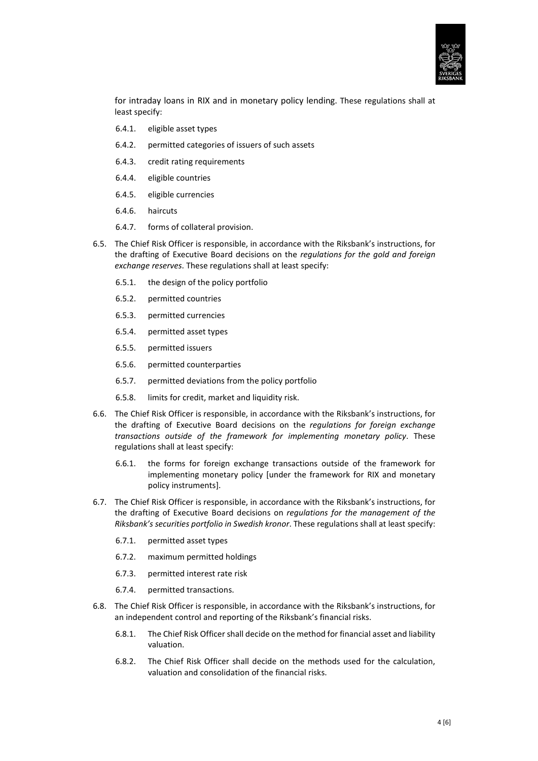for intraday loans in RIX and in monetary policy lending. These regulations shall at least specify:

- 6.4.1. eligible asset types
- 6.4.2. permitted categories of issuers of such assets
- 6.4.3. credit rating requirements
- 6.4.4. eligible countries
- 6.4.5. eligible currencies
- 6.4.6. haircuts
- 6.4.7. forms of collateral provision.

6.5. The Chief Risk Officer is responsible, in accordance with the Riksbank's instructions, for the drafting of Executive Board decisions on the *regulations for the gold and foreign exchange reserves*. These regulations shall at least specify:

- 6.5.1. the design of the policy portfolio
- 6.5.2. permitted countries
- 6.5.3. permitted currencies
- 6.5.4. permitted asset types
- 6.5.5. permitted issuers
- 6.5.6. permitted counterparties
- 6.5.7. permitted deviations from the policy portfolio
- 6.5.8. limits for credit, market and liquidity risk.

6.6. The Chief Risk Officer is responsible, in accordance with the Riksbank's instructions, for the drafting of Executive Board decisions on the *regulations for foreign exchange transactions outside of the framework for implementing monetary policy*. These regulations shall at least specify:

- 6.6.1. the forms for foreign exchange transactions outside of the framework for implementing monetary policy [under the framework for RIX and monetary policy instruments].

6.7. The Chief Risk Officer is responsible, in accordance with the Riksbank's instructions, for the drafting of Executive Board decisions on *regulations for the management of the Riksbank's securities portfolio in Swedish kronor*. These regulations shall at least specify:

- 6.7.1. permitted asset types
- 6.7.2. maximum permitted holdings
- 6.7.3. permitted interest rate risk
- 6.7.4. permitted transactions.

6.8. The Chief Risk Officer is responsible, in accordance with the Riksbank's instructions, for an independent control and reporting of the Riksbank's financial risks.

- 6.8.1. The Chief Risk Officer shall decide on the method for financial asset and liability valuation.
- 6.8.2. The Chief Risk Officer shall decide on the methods used for the calculation, valuation and consolidation of the financial risks.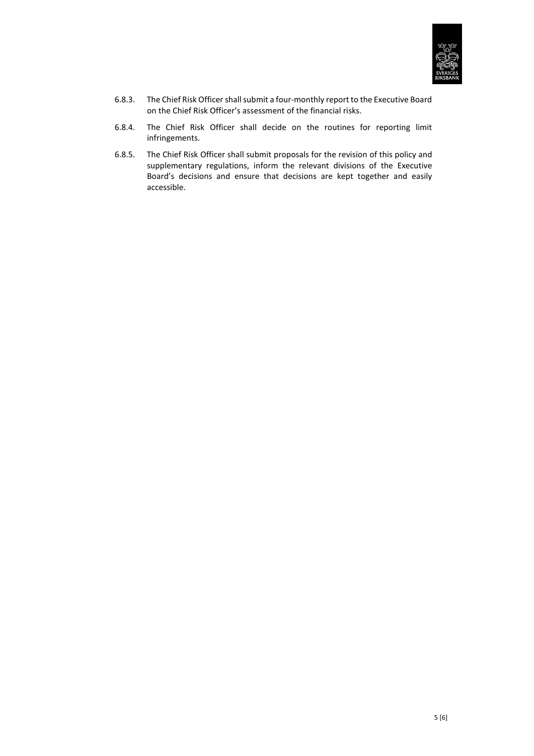6.8.3. The Chief Risk Officer shall submit a four-monthly report to the Executive Board on the Chief Risk Officer's assessment of the financial risks.

6.8.4. The Chief Risk Officer shall decide on the routines for reporting limit infringements.

6.8.5. The Chief Risk Officer shall submit proposals for the revision of this policy and supplementary regulations, inform the relevant divisions of the Executive Board's decisions and ensure that decisions are kept together and easily accessible.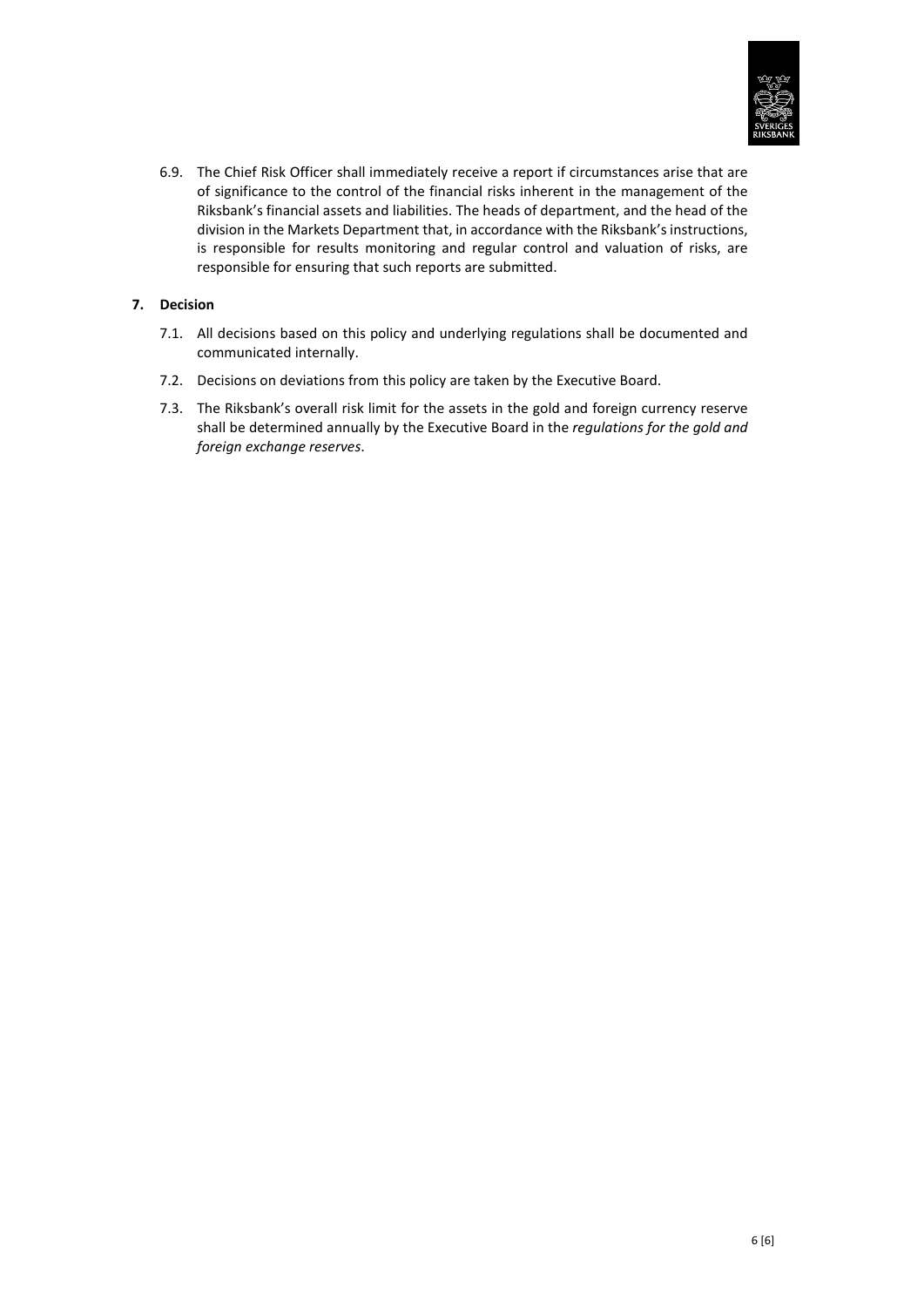6.9. The Chief Risk Officer shall immediately receive a report if circumstances arise that are of significance to the control of the financial risks inherent in the management of the Riksbank's financial assets and liabilities. The heads of department, and the head of the division in the Markets Department that, in accordance with the Riksbank's instructions, is responsible for results monitoring and regular control and valuation of risks, are responsible for ensuring that such reports are submitted.

## 7. Decision

7.1. All decisions based on this policy and underlying regulations shall be documented and communicated internally.

7.2. Decisions on deviations from this policy are taken by the Executive Board.

7.3. The Riksbank's overall risk limit for the assets in the gold and foreign currency reserve shall be determined annually by the Executive Board in the *regulations for the gold and foreign exchange reserves*.